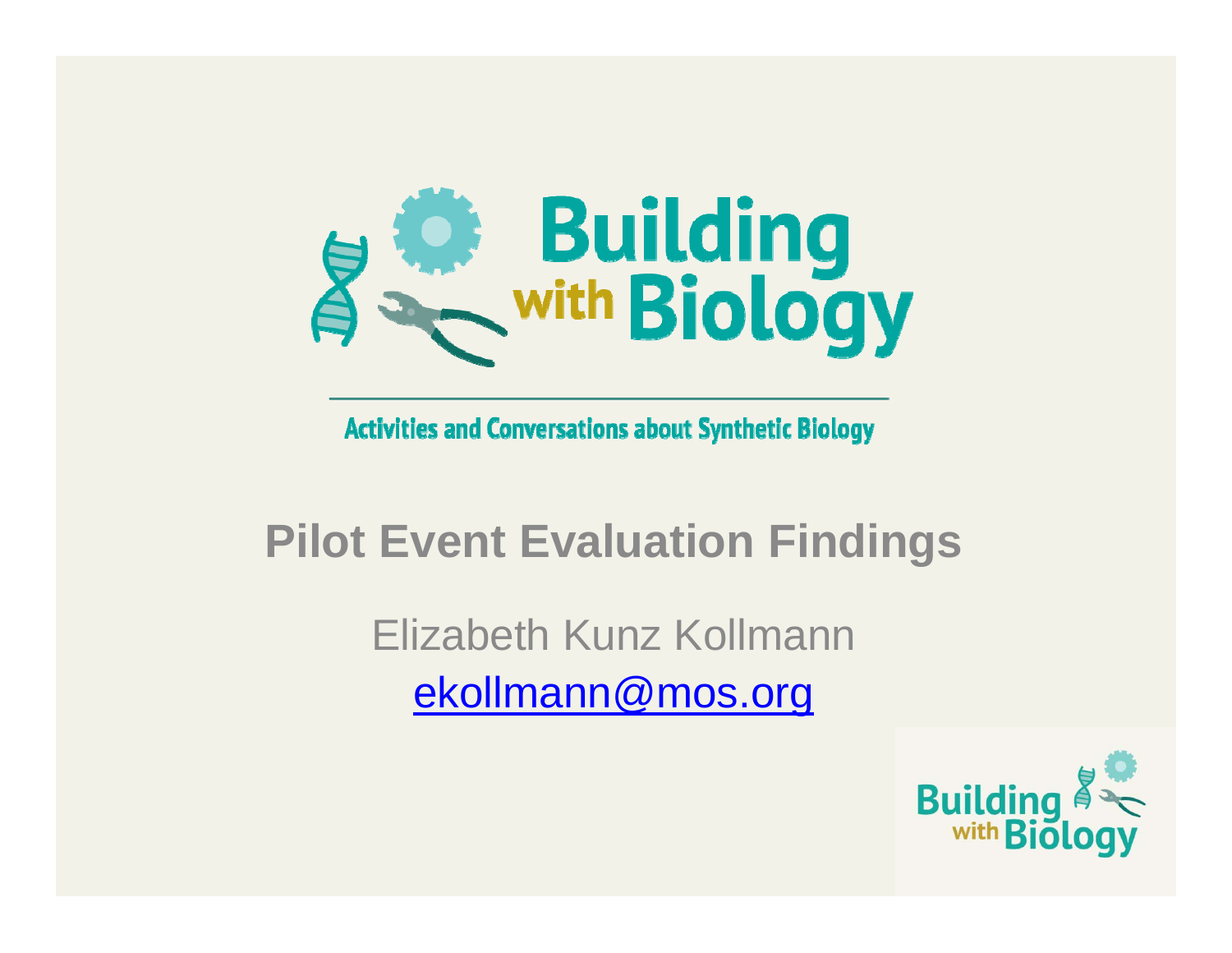# Building with Biology

Activities and Conversations about Synthetic Biology

## Pilot Event Evaluation Findings

Elizabeth Kunz Kollmann

ekollmann@mos.org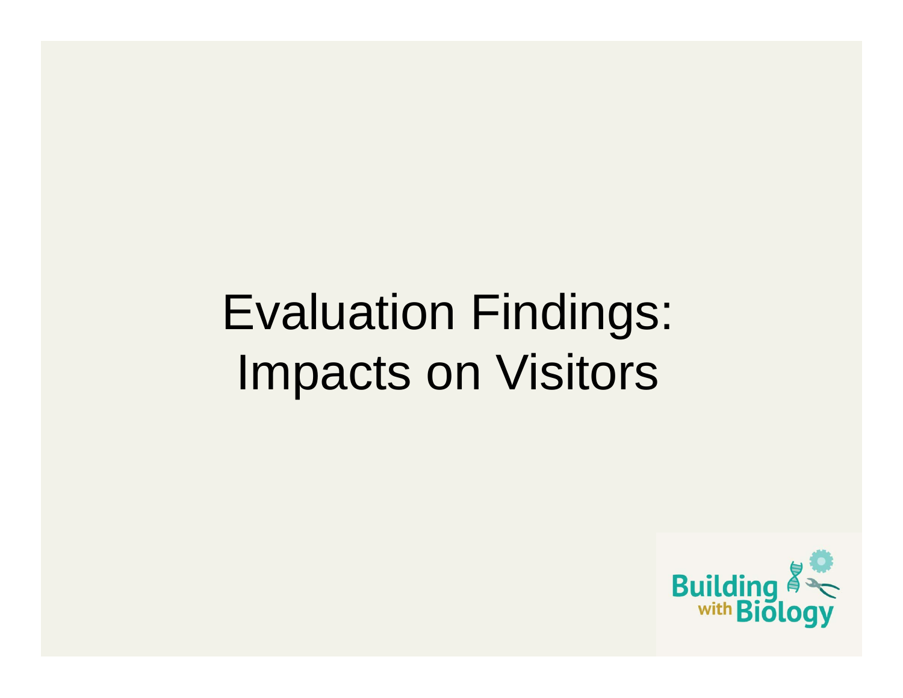# Evaluation Findings: Impacts on Visitors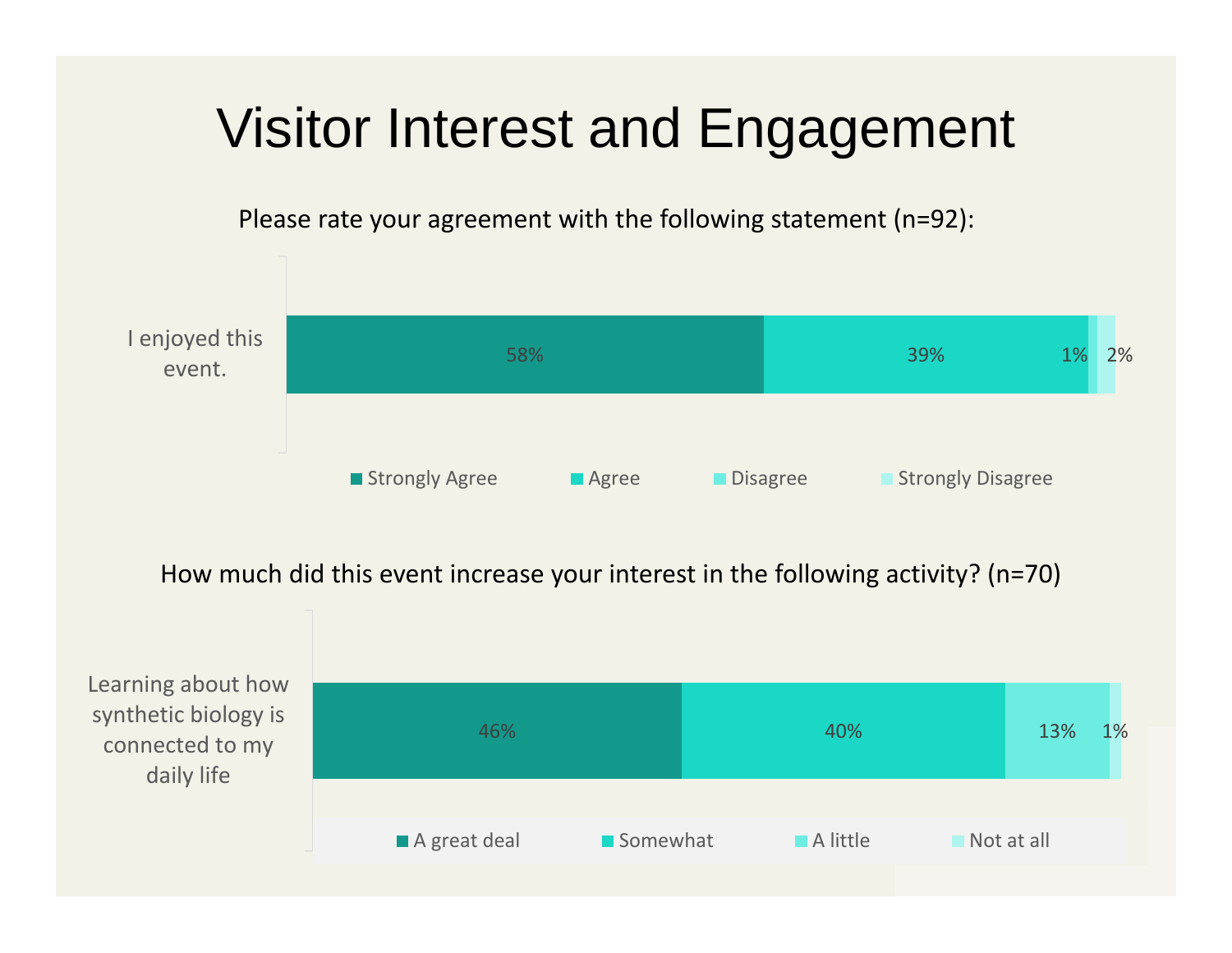# Visitor Interest and Engagement

Please rate your agreement with the following statement (n=92):

| | Strongly Agree | Agree | Disagree | Strongly Disagree |
|---|---|---|---|---|
| I enjoyed this event. | 58% | 39% | 1% | 2% |

How much did this event increase your interest in the following activity? (n=70)

| | A great deal | Somewhat | A little | Not at all |
|---|---|---|---|---|
| Learning about how synthetic biology is connected to my daily life | 46% | 40% | 13% | 1% |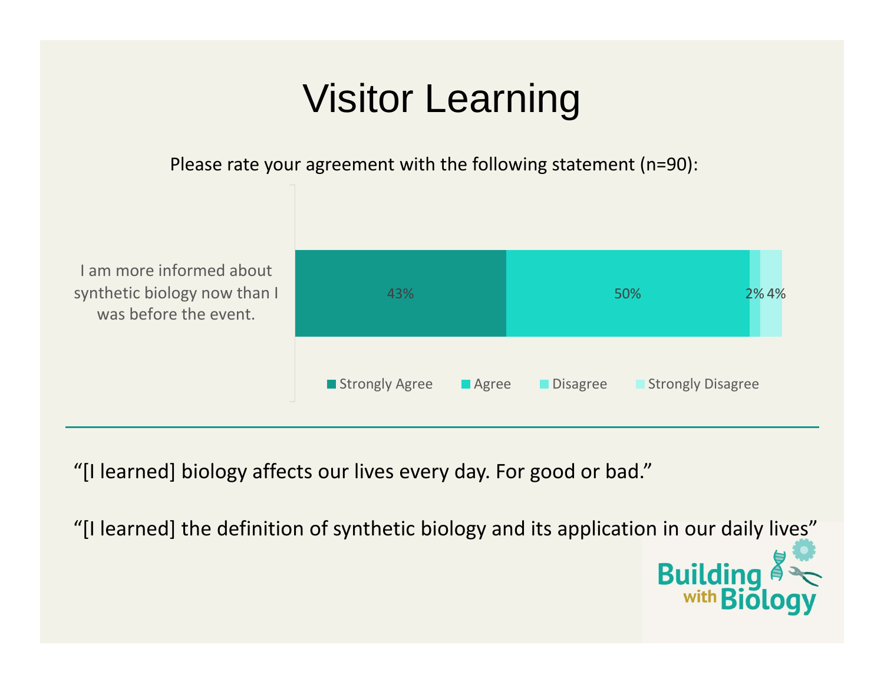# Visitor Learning

Please rate your agreement with the following statement (n=90):

| Statement | Strongly Agree | Agree | Disagree | Strongly Disagree |
|---|---|---|---|---|
| I am more informed about synthetic biology now than I was before the event. | 43% | 50% | 2% | 4% |

"[I learned] biology affects our lives every day. For good or bad."

"[I learned] the definition of synthetic biology and its application in our daily lives"

Building with Biology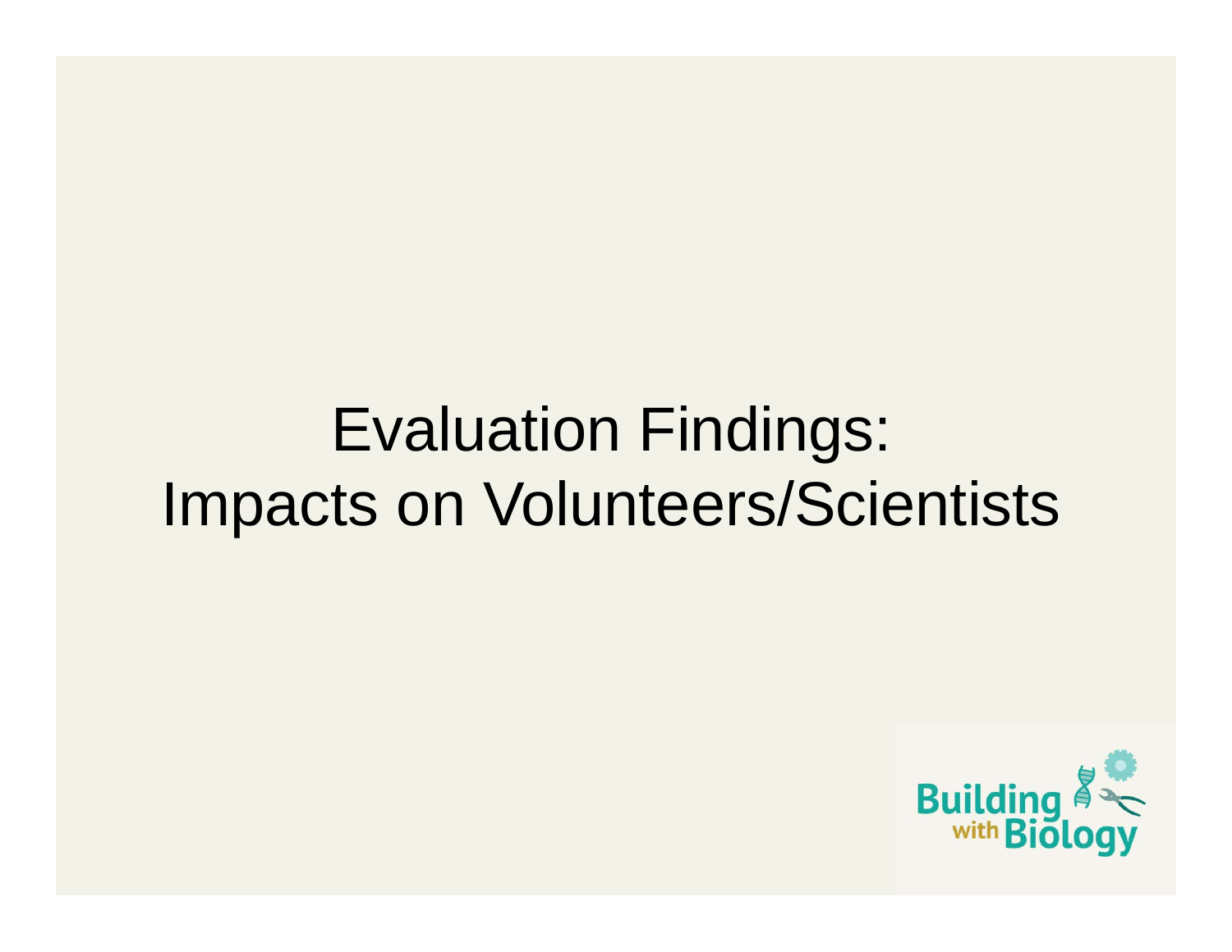# Evaluation Findings:
# Impacts on Volunteers/Scientists

Building with Biology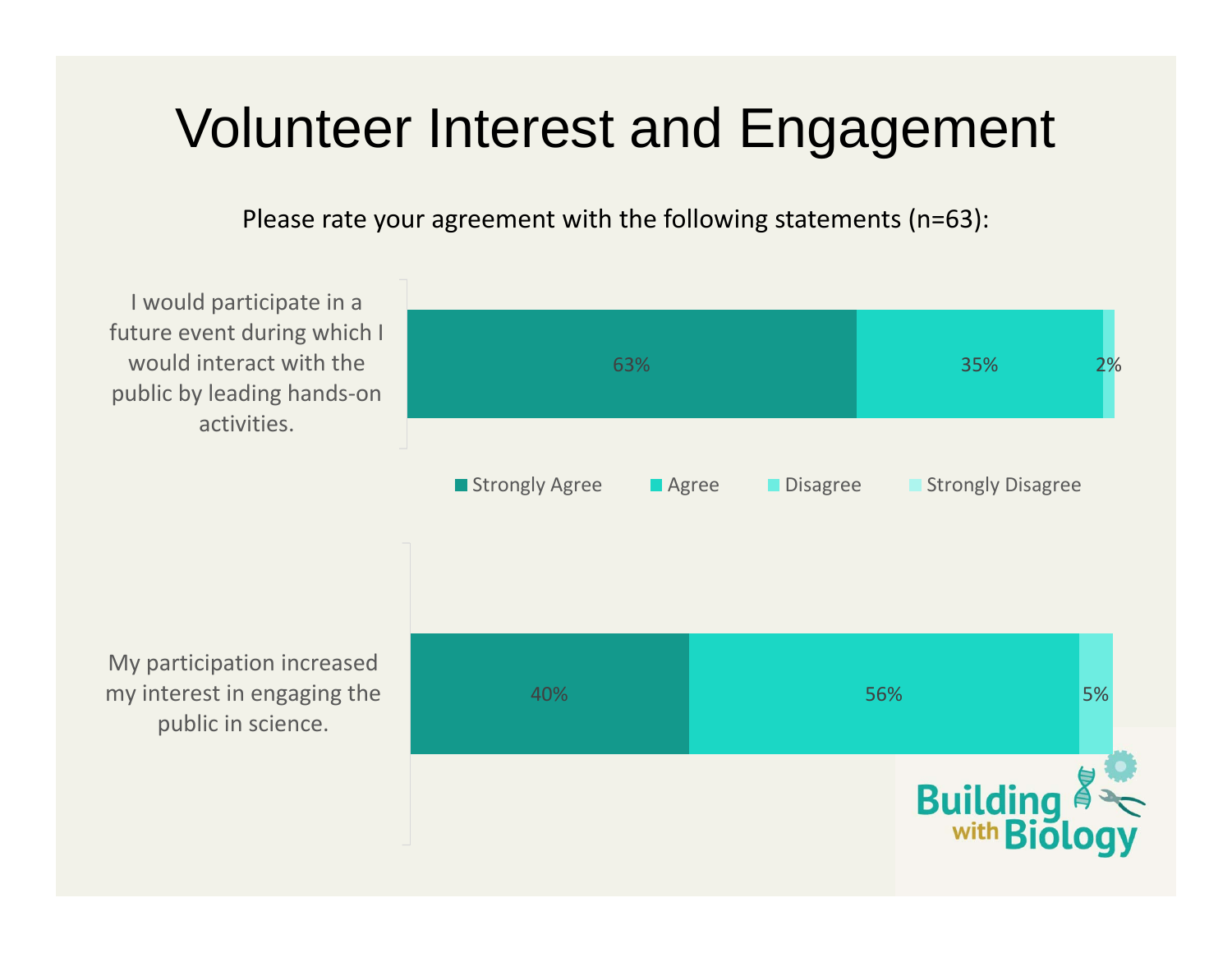# Volunteer Interest and Engagement

Please rate your agreement with the following statements (n=63):

| Statement | Strongly Agree | Agree | Disagree | Strongly Disagree |
|---|---|---|---|---|
| I would participate in a future event during which I would interact with the public by leading hands-on activities. | 63% | 35% | 2% | |
| My participation increased my interest in engaging the public in science. | 40% | 56% | 5% | |

Building with Biology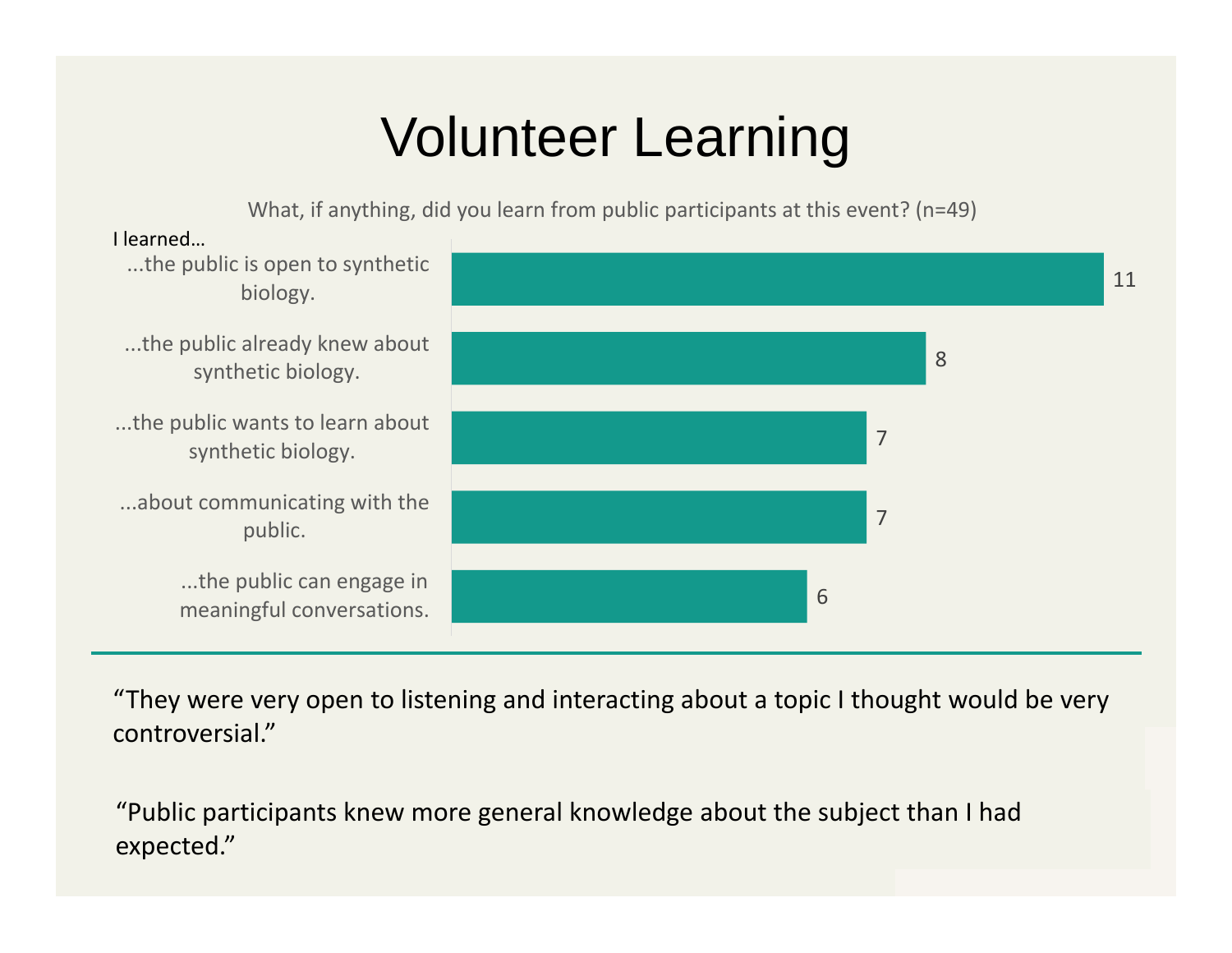# Volunteer Learning

What, if anything, did you learn from public participants at this event? (n=49)

| I learned… | Count |
| --- | --- |
| ...the public is open to synthetic biology. | 11 |
| ...the public already knew about synthetic biology. | 8 |
| ...the public wants to learn about synthetic biology. | 7 |
| ...about communicating with the public. | 7 |
| ...the public can engage in meaningful conversations. | 6 |

“They were very open to listening and interacting about a topic I thought would be very controversial.”

“Public participants knew more general knowledge about the subject than I had expected.”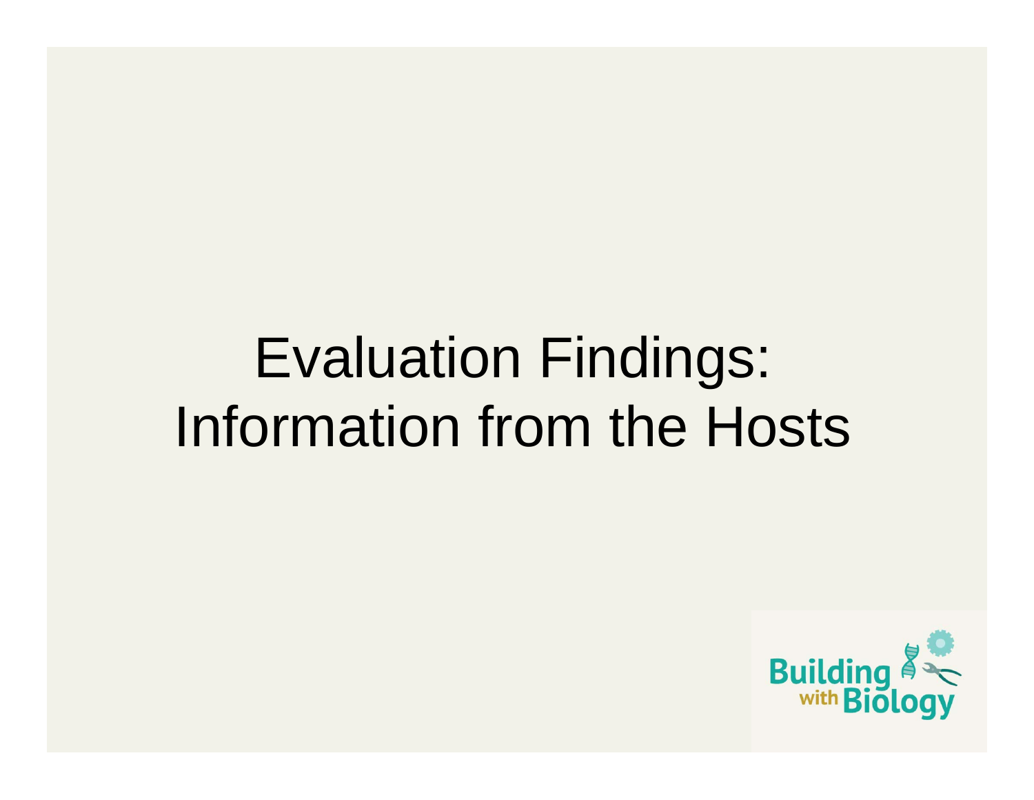# Evaluation Findings: Information from the Hosts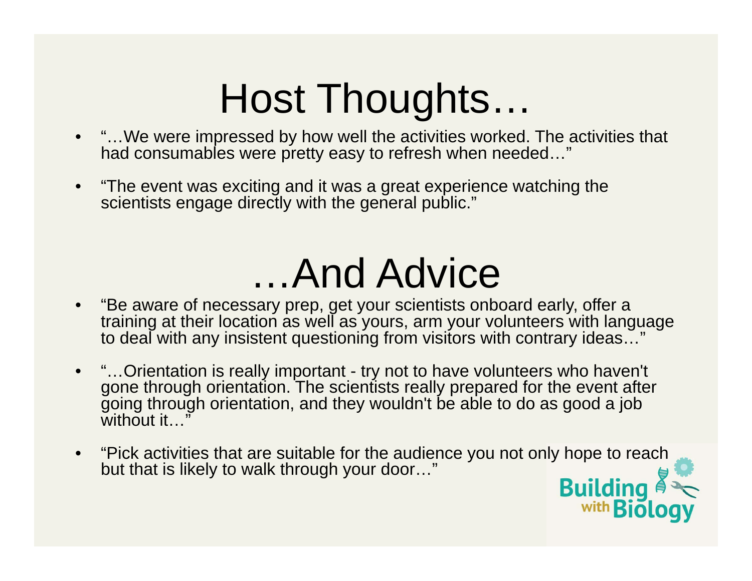# Host Thoughts…

- "…We were impressed by how well the activities worked. The activities that had consumables were pretty easy to refresh when needed…"
- "The event was exciting and it was a great experience watching the scientists engage directly with the general public."

# …And Advice

- "Be aware of necessary prep, get your scientists onboard early, offer a training at their location as well as yours, arm your volunteers with language to deal with any insistent questioning from visitors with contrary ideas…"
- "…Orientation is really important - try not to have volunteers who haven't gone through orientation. The scientists really prepared for the event after going through orientation, and they wouldn't be able to do as good a job without it…"
- "Pick activities that are suitable for the audience you not only hope to reach but that is likely to walk through your door…"

Building with Biology